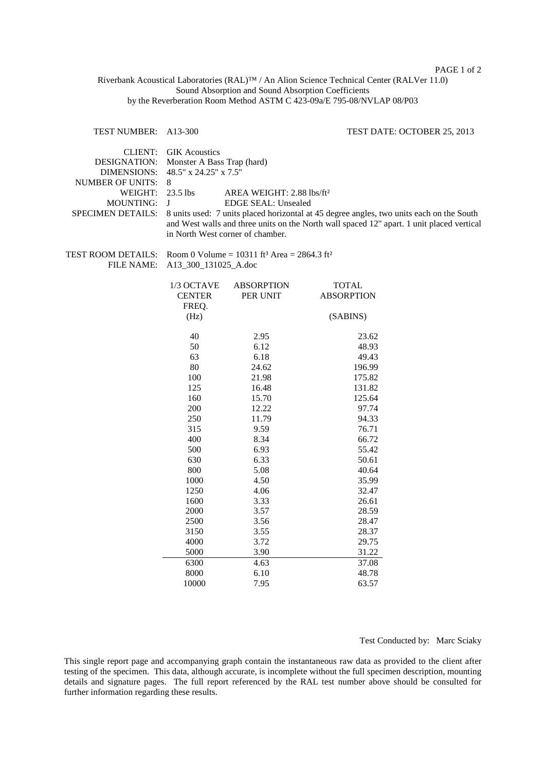Riverbank Acoustical Laboratories (RAL)™ / An Alion Science Technical Center (RALVer 11.0)
Sound Absorption and Sound Absorption Coefficients
by the Reverberation Room Method ASTM C 423-09a/E 795-08/NVLAP 08/P03

TEST NUMBER: A13-300 TEST DATE: OCTOBER 25, 2013

CLIENT: GIK Acoustics
DESIGNATION: Monster A Bass Trap (hard)
DIMENSIONS: 48.5" x 24.25" x 7.5"
NUMBER OF UNITS: 8
WEIGHT: 23.5 lbs AREA WEIGHT: 2.88 lbs/ft²
MOUNTING: J EDGE SEAL: Unsealed
SPECIMEN DETAILS: 8 units used: 7 units placed horizontal at 45 degree angles, two units each on the South and West walls and three units on the North wall spaced 12" apart. 1 unit placed vertical in North West corner of chamber.

TEST ROOM DETAILS: Room 0 Volume = 10311 ft³ Area = 2864.3 ft²
FILE NAME: A13_300_131025_A.doc

| 1/3 OCTAVE CENTER FREQ. (Hz) | ABSORPTION PER UNIT | TOTAL ABSORPTION (SABINS) |
|---|---|---|
| 40 | 2.95 | 23.62 |
| 50 | 6.12 | 48.93 |
| 63 | 6.18 | 49.43 |
| 80 | 24.62 | 196.99 |
| 100 | 21.98 | 175.82 |
| 125 | 16.48 | 131.82 |
| 160 | 15.70 | 125.64 |
| 200 | 12.22 | 97.74 |
| 250 | 11.79 | 94.33 |
| 315 | 9.59 | 76.71 |
| 400 | 8.34 | 66.72 |
| 500 | 6.93 | 55.42 |
| 630 | 6.33 | 50.61 |
| 800 | 5.08 | 40.64 |
| 1000 | 4.50 | 35.99 |
| 1250 | 4.06 | 32.47 |
| 1600 | 3.33 | 26.61 |
| 2000 | 3.57 | 28.59 |
| 2500 | 3.56 | 28.47 |
| 3150 | 3.55 | 28.37 |
| 4000 | 3.72 | 29.75 |
| 5000 | 3.90 | 31.22 |
| 6300 | 4.63 | 37.08 |
| 8000 | 6.10 | 48.78 |
| 10000 | 7.95 | 63.57 |

Test Conducted by: Marc Sciaky

This single report page and accompanying graph contain the instantaneous raw data as provided to the client after testing of the specimen. This data, although accurate, is incomplete without the full specimen description, mounting details and signature pages. The full report referenced by the RAL test number above should be consulted for further information regarding these results.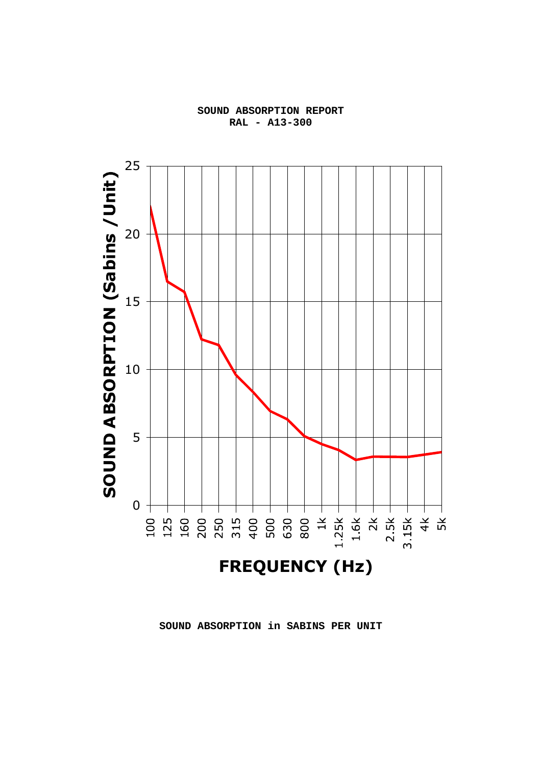**SOUND ABSORPTION REPORT**
**RAL - A13-300**

SOUND ABSORPTION (Sabins /Unit)

25
20
15
10
5
0

100 125 160 200 250 315 400 500 630 800 1k 1.25k 1.6k 2k 2.5k 3.15k 4k 5k

FREQUENCY (Hz)

**SOUND ABSORPTION in SABINS PER UNIT**